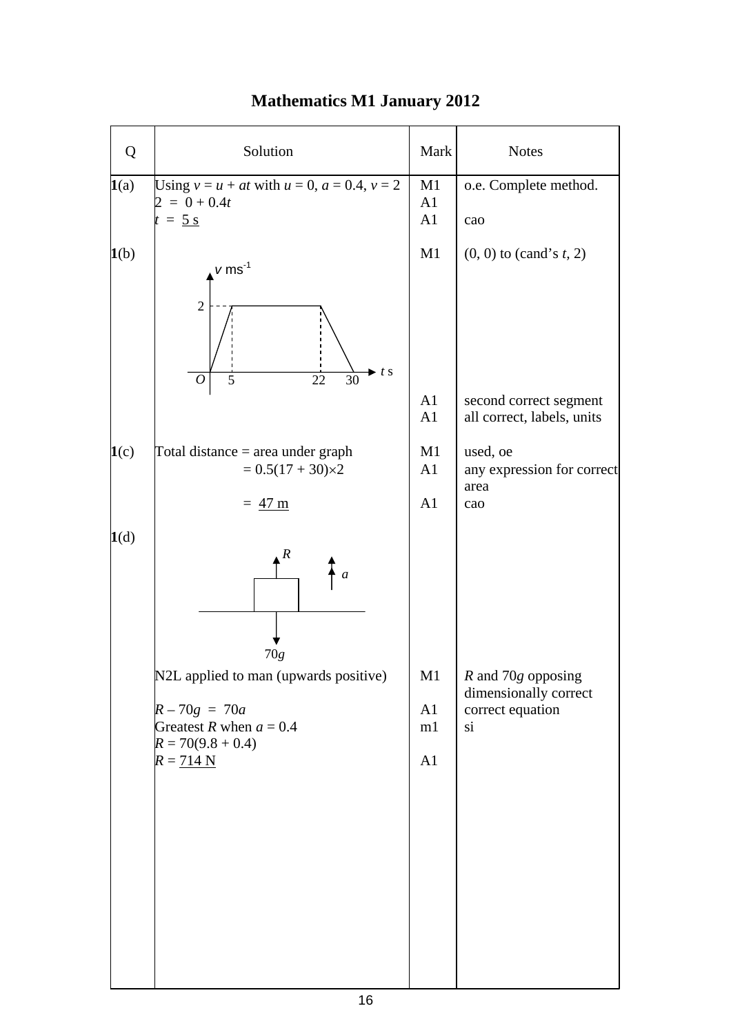# Mathematics M1 January 2012

| Q | Solution | Mark | Notes |
|---|---|---|---|
| **1**(a) | Using $v = u + at$ with $u = 0$, $a = 0.4$, $v = 2$ | M1 | o.e. Complete method. |
| | $2 = 0 + 0.4t$ | A1 | |
| | $t = \underline{5\text{ s}}$ | A1 | cao |
| **1**(b) | [Velocity–time graph: $v$ ms$^{-1}$ against $t$ s; from $O$ rising to 2 at $t = 5$, constant at 2 until $t = 22$, falling to 0 at $t = 30$] | M1 | (0, 0) to (cand's $t$, 2) |
| | | A1 | second correct segment |
| | | A1 | all correct, labels, units |
| **1**(c) | Total distance = area under graph | M1 | used, oe |
| | $= 0.5(17 + 30)\times 2$ | A1 | any expression for correct area |
| | $= \underline{47\text{ m}}$ | A1 | cao |
| **1**(d) | [Diagram: box on surface with $R$ upwards, $70g$ downwards, acceleration $a$ upwards] | | |
| | N2L applied to man (upwards positive) | M1 | $R$ and $70g$ opposing dimensionally correct |
| | $R - 70g = 70a$ | A1 | correct equation |
| | Greatest $R$ when $a = 0.4$ | m1 | si |
| | $R = 70(9.8 + 0.4)$ | | |
| | $R = \underline{714\text{ N}}$ | A1 | |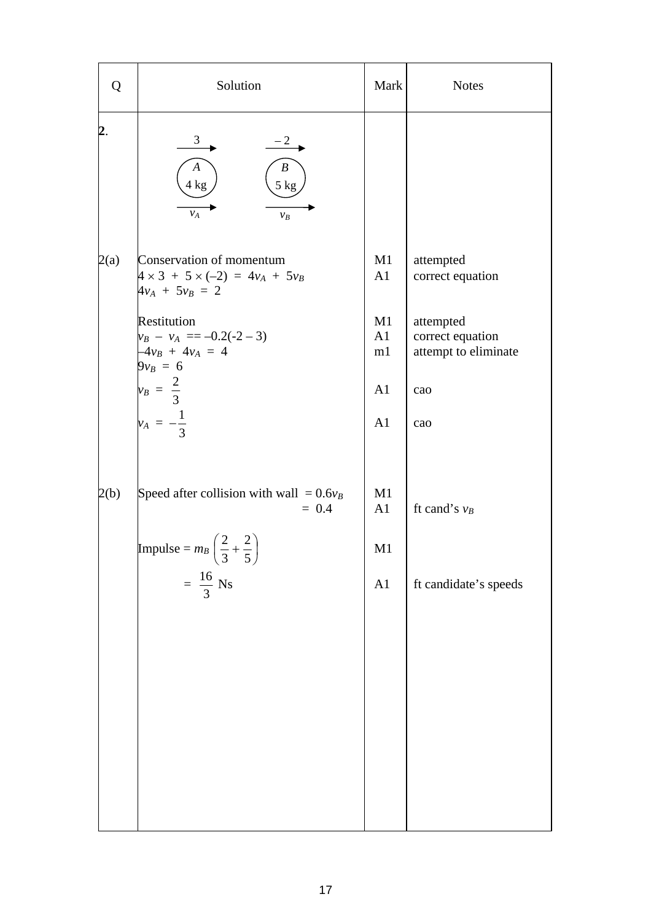| Q | Solution | Mark | Notes |
|---|---|---|---|
| **2**. | A (4 kg) with velocity 3 before, $v_A$ after; B (5 kg) with velocity $-2$ before, $v_B$ after | | |
| 2(a) | Conservation of momentum | M1 | attempted |
| | $4 \times 3 + 5 \times (-2) = 4v_A + 5v_B$ | A1 | correct equation |
| | $4v_A + 5v_B = 2$ | | |
| | Restitution | M1 | attempted |
| | $v_B - v_A == -0.2(-2 - 3)$ | A1 | correct equation |
| | $-4v_B + 4v_A = 4$ | m1 | attempt to eliminate |
| | $9v_B = 6$ | | |
| | $v_B = \frac{2}{3}$ | A1 | cao |
| | $v_A = -\frac{1}{3}$ | A1 | cao |
| 2(b) | Speed after collision with wall $= 0.6v_B$ | M1 | |
| | $= 0.4$ | A1 | ft cand's $v_B$ |
| | Impulse $= m_B\left(\frac{2}{3} + \frac{2}{5}\right)$ | M1 | |
| | $= \frac{16}{3}$ Ns | A1 | ft candidate's speeds |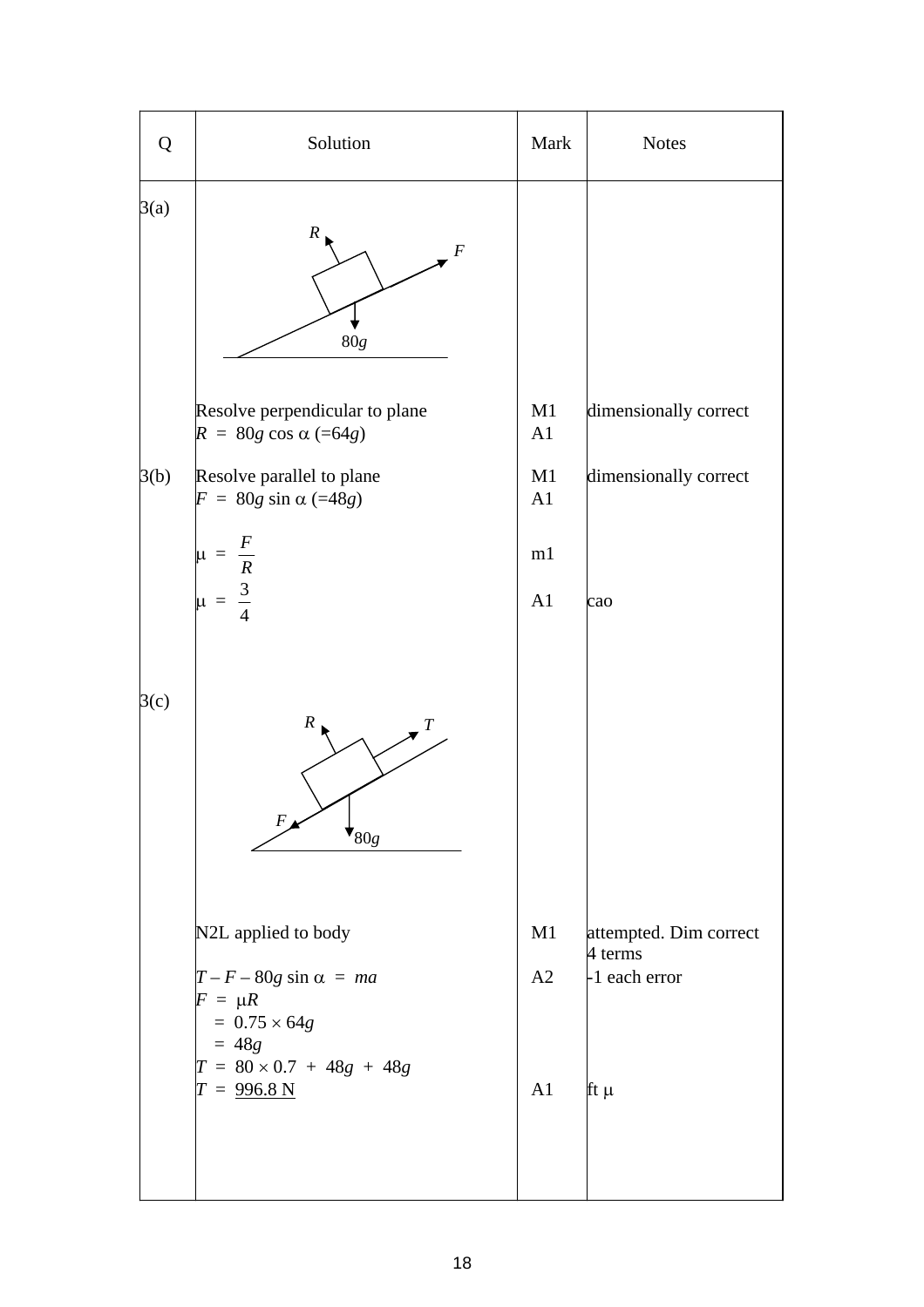| Q | Solution | Mark | Notes |
|---|---|---|---|
| 3(a) | Resolve perpendicular to plane | M1 | dimensionally correct |
| | $R = 80g \cos \alpha$ $(=64g)$ | A1 | |
| 3(b) | Resolve parallel to plane | M1 | dimensionally correct |
| | $F = 80g \sin \alpha$ $(=48g)$ | A1 | |
| | $\mu = \dfrac{F}{R}$ | m1 | |
| | $\mu = \dfrac{3}{4}$ | A1 | cao |
| 3(c) | N2L applied to body | M1 | attempted. Dim correct 4 terms |
| | $T - F - 80g \sin \alpha = ma$ | A2 | -1 each error |
| | $F = \mu R$ | | |
| | $= 0.75 \times 64g$ | | |
| | $= 48g$ | | |
| | $T = 80 \times 0.7 + 48g + 48g$ | | |
| | $T = \underline{996.8 \text{ N}}$ | A1 | ft $\mu$ |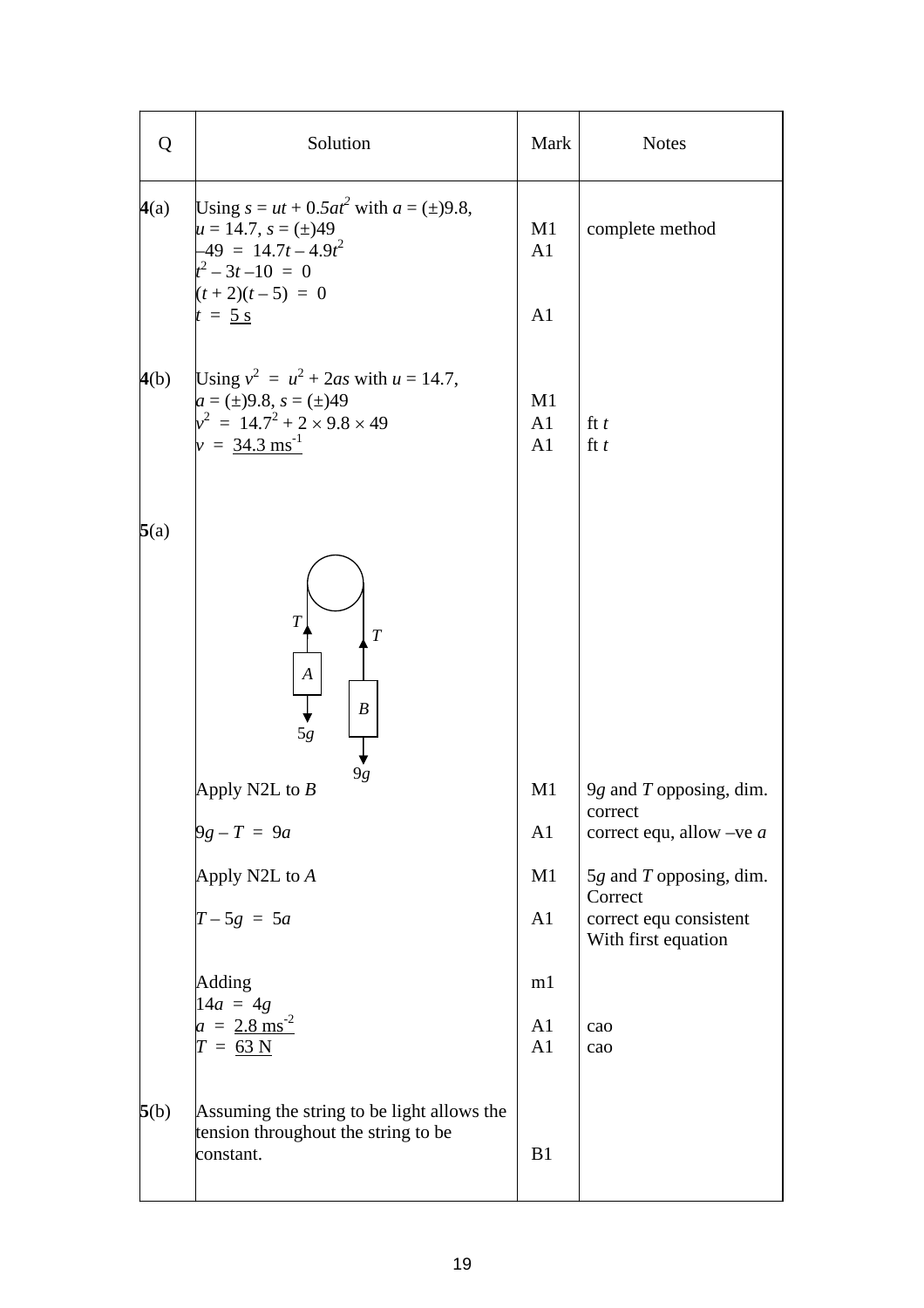| Q | Solution | Mark | Notes |
|---|---|---|---|
| 4(a) | Using $s = ut + 0.5at^2$ with $a = (\pm)9.8$, | | |
| | $u = 14.7$, $s = (\pm)49$ | M1 | complete method |
| | $-49 = 14.7t - 4.9t^2$ | A1 | |
| | $t^2 - 3t - 10 = 0$ | | |
| | $(t + 2)(t - 5) = 0$ | | |
| | $t = \underline{5 \text{ s}}$ | A1 | |
| 4(b) | Using $v^2 = u^2 + 2as$ with $u = 14.7$, | | |
| | $a = (\pm)9.8$, $s = (\pm)49$ | M1 | |
| | $v^2 = 14.7^2 + 2 \times 9.8 \times 49$ | A1 | ft $t$ |
| | $v = \underline{34.3 \text{ ms}^{-1}}$ | A1 | ft $t$ |
| 5(a) | [Diagram: pulley with particle $A$ (tension $T$ up, weight $5g$ down) and particle $B$ (tension $T$ up, weight $9g$ down)] | | |
| | Apply N2L to $B$ | M1 | $9g$ and $T$ opposing, dim. correct |
| | $9g - T = 9a$ | A1 | correct equ, allow –ve $a$ |
| | Apply N2L to $A$ | M1 | $5g$ and $T$ opposing, dim. Correct |
| | $T - 5g = 5a$ | A1 | correct equ consistent With first equation |
| | Adding | m1 | |
| | $14a = 4g$ | | |
| | $a = \underline{2.8 \text{ ms}^{-2}}$ | A1 | cao |
| | $T = \underline{63 \text{ N}}$ | A1 | cao |
| 5(b) | Assuming the string to be light allows the tension throughout the string to be constant. | B1 | |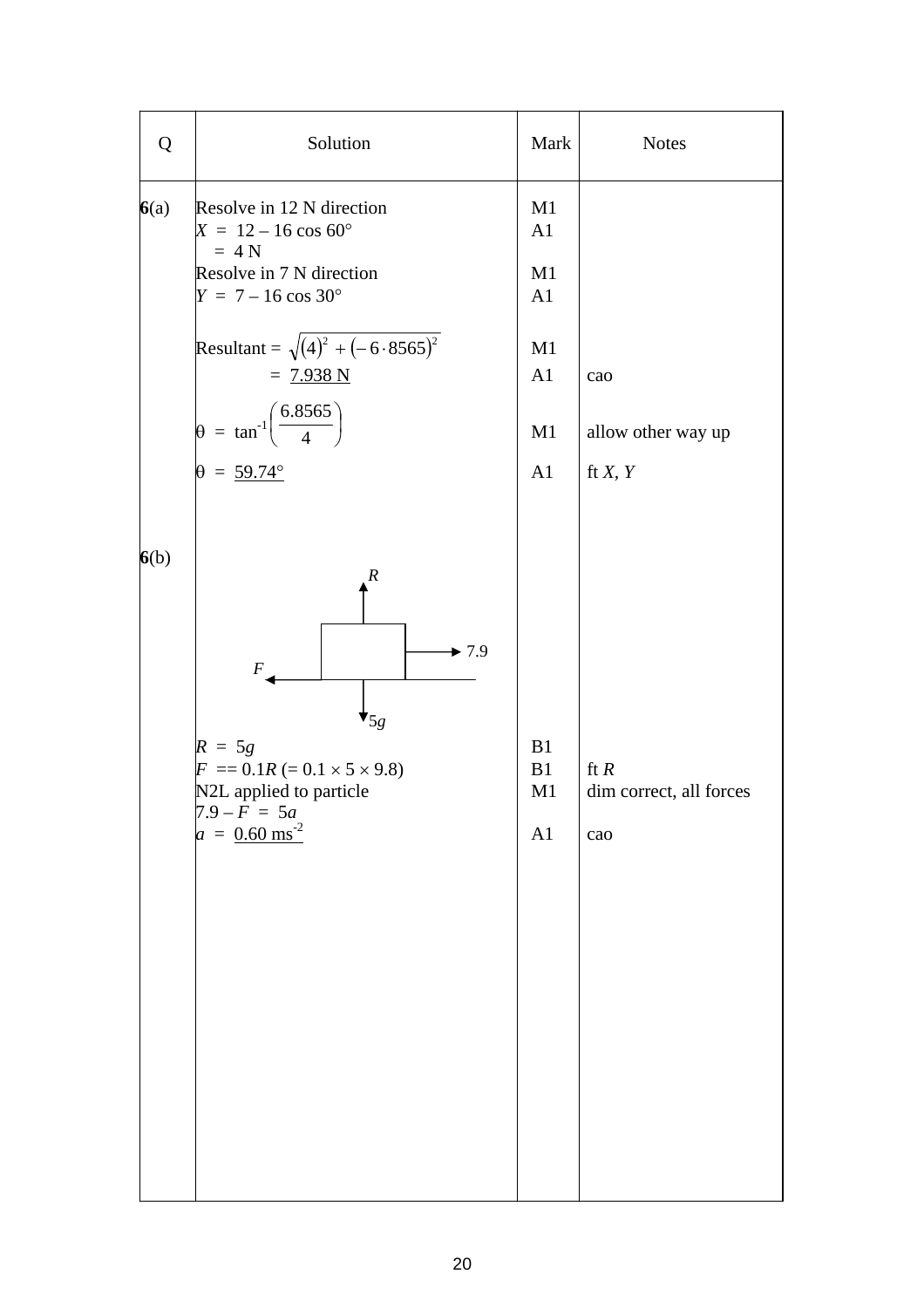| Q | Solution | Mark | Notes |
|---|---|---|---|
| **6**(a) | Resolve in 12 N direction | M1 | |
| | $X = 12 - 16 \cos 60°$ | A1 | |
| | $= 4$ N | | |
| | Resolve in 7 N direction | M1 | |
| | $Y = 7 - 16 \cos 30°$ | A1 | |
| | Resultant = $\sqrt{(4)^2 + (-6 \cdot 8565)^2}$ | M1 | |
| | = <u>7.938 N</u> | A1 | cao |
| | $\theta = \tan^{-1}\left(\frac{6.8565}{4}\right)$ | M1 | allow other way up |
| | $\theta$ = <u>59.74°</u> | A1 | ft $X$, $Y$ |
| **6**(b) | [Diagram: block with $R$ upward, $5g$ downward, 7.9 to the right, $F$ to the left] | | |
| | $R = 5g$ | B1 | |
| | $F$ == $0.1R$ (= $0.1 \times 5 \times 9.8$) | B1 | ft $R$ |
| | N2L applied to particle | M1 | dim correct, all forces |
| | $7.9 - F = 5a$ | | |
| | $a$ = <u>0.60 ms$^{-2}$</u> | A1 | cao |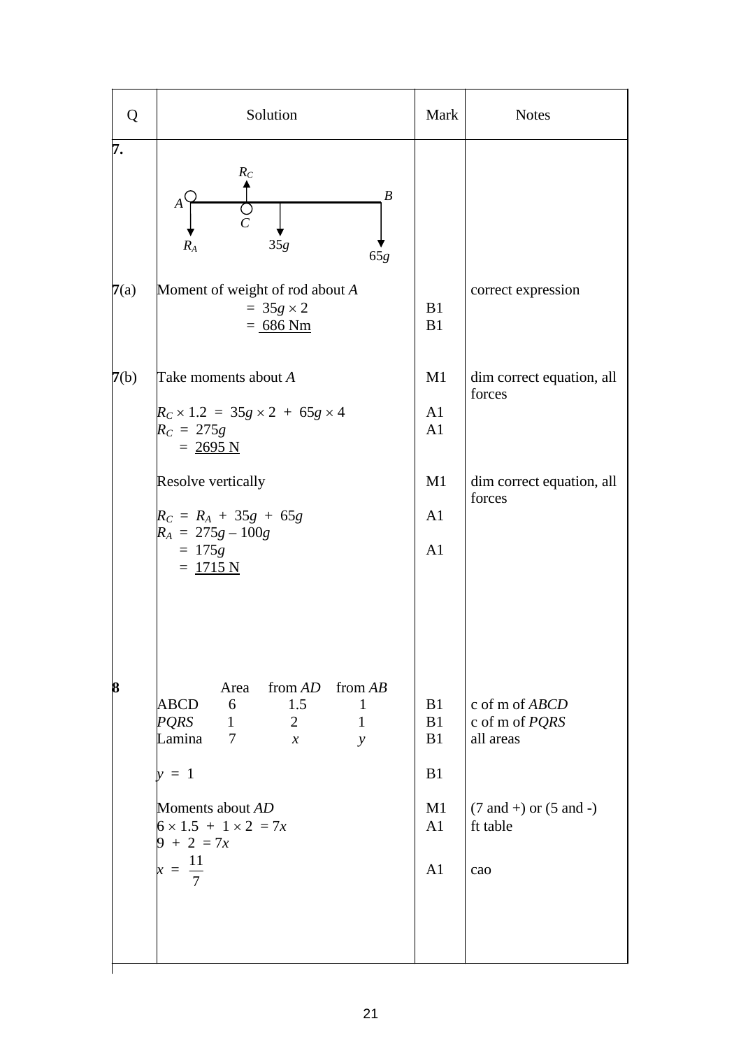| Q | Solution | Mark | Notes |
|---|---|---|---|
| **7.** | $R_C$ (up at $C$); $A$, $C$, $B$; $R_A$ (down at $A$), $35g$, $65g$ (down at $B$) | | |
| **7**(a) | Moment of weight of rod about $A$ | | correct expression |
| | $= 35g \times 2$ | B1 | |
| | $=$ <u>686 Nm</u> | B1 | |
| **7**(b) | Take moments about $A$ | M1 | dim correct equation, all forces |
| | $R_C \times 1.2 = 35g \times 2 + 65g \times 4$ | A1 | |
| | $R_C = 275g$ | A1 | |
| | $=$ <u>2695 N</u> | | |
| | Resolve vertically | M1 | dim correct equation, all forces |
| | $R_C = R_A + 35g + 65g$ | A1 | |
| | $R_A = 275g - 100g$ | | |
| | $= 175g$ | A1 | |
| | $=$ <u>1715 N</u> | | |
| **8** | Area / from $AD$ / from $AB$ | | |
| | $ABCD$: 6, 1.5, 1 | B1 | c of m of $ABCD$ |
| | $PQRS$: 1, 2, 1 | B1 | c of m of $PQRS$ |
| | Lamina: 7, $x$, $y$ | B1 | all areas |
| | $y = 1$ | B1 | |
| | Moments about $AD$ | M1 | (7 and +) or (5 and -) |
| | $6 \times 1.5 + 1 \times 2 = 7x$ | A1 | ft table |
| | $9 + 2 = 7x$ | | |
| | $x = \frac{11}{7}$ | A1 | cao |